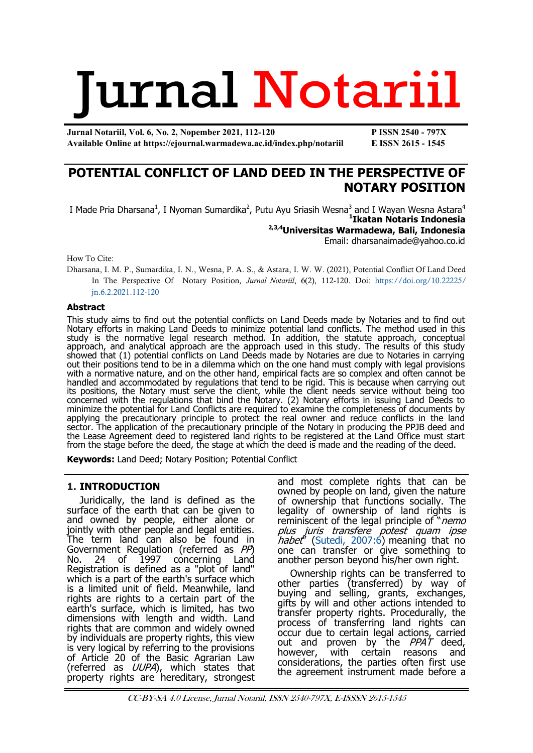# Jurnal Notariil

P ISSN 2540 - 797X
E ISSN 2615 - 1545
Available Online at https://ejournal.warmadewa.ac.id/index.php/notariil

# POTENTIAL CONFLICT OF LAND DEED IN THE PERSPECTIVE OF NOTARY POSITION

I Made Pria Dharsana[1], I Nyoman Sumardika[2], Putu Ayu Sriasih Wesna[3] and I Wayan Wesna Astara[4]

**[1]Ikatan Notaris Indonesia**

**[2,3,4]Universitas Warmadewa, Bali, Indonesia**

Email: dharsanaimade@yahoo.co.id

How To Cite:

Dharsana, I. M. P., Sumardika, I. N., Wesna, P. A. S., & Astara, I. W. W. (2021), Potential Conflict Of Land Deed In The Perspective Of Notary Position, *Jurnal Notariil*, 6(2), 112-120. Doi: https://doi.org/10.22225/jn.6.2.2021.112-120

### Abstract

This study aims to find out the potential conflicts on Land Deeds made by Notaries and to find out Notary efforts in making Land Deeds to minimize potential land conflicts. The method used in this study is the normative legal research method. In addition, the statute approach, conceptual approach, and analytical approach are the approach used in this study. The results of this study showed that (1) potential conflicts on Land Deeds made by Notaries are due to Notaries in carrying out their positions tend to be in a dilemma which on the one hand must comply with legal provisions with a normative nature, and on the other hand, empirical facts are so complex and often cannot be handled and accommodated by regulations that tend to be rigid. This is because when carrying out its positions, the Notary must serve the client, while the client needs service without being too concerned with the regulations that bind the Notary. (2) Notary efforts in issuing Land Deeds to minimize the potential for Land Conflicts are required to examine the completeness of documents by applying the precautionary principle to protect the real owner and reduce conflicts in the land sector. The application of the precautionary principle of the Notary in producing the PPJB deed and the Lease Agreement deed to registered land rights to be registered at the Land Office must start from the stage before the deed, the stage at which the deed is made and the reading of the deed.

**Keywords:** Land Deed; Notary Position; Potential Conflict

## 1. INTRODUCTION

Juridically, the land is defined as the surface of the earth that can be given to and owned by people, either alone or jointly with other people and legal entities. The term land can also be found in Government Regulation (referred as *PP*) No. 24 of 1997 concerning Land Registration is defined as a "plot of land" which is a part of the earth's surface which is a limited unit of field. Meanwhile, land rights are rights to a certain part of the earth's surface, which is limited, has two dimensions with length and width. Land rights that are common and widely owned by individuals are property rights, this view is very logical by referring to the provisions of Article 20 of the Basic Agrarian Law (referred as *UUPA*), which states that property rights are hereditary, strongest and most complete rights that can be owned by people on land, given the nature of ownership that functions socially. The legality of ownership of land rights is reminiscent of the legal principle of "*nemo plus juris transfere potest quam ipse habet*" (Sutedi, 2007:6) meaning that no one can transfer or give something to another person beyond his/her own right.

Ownership rights can be transferred to other parties (transferred) by way of buying and selling, grants, exchanges, gifts by will and other actions intended to transfer property rights. Procedurally, the process of transferring land rights can occur due to certain legal actions, carried out and proven by the *PPAT* deed, however, with certain reasons and considerations, the parties often first use the agreement instrument made before a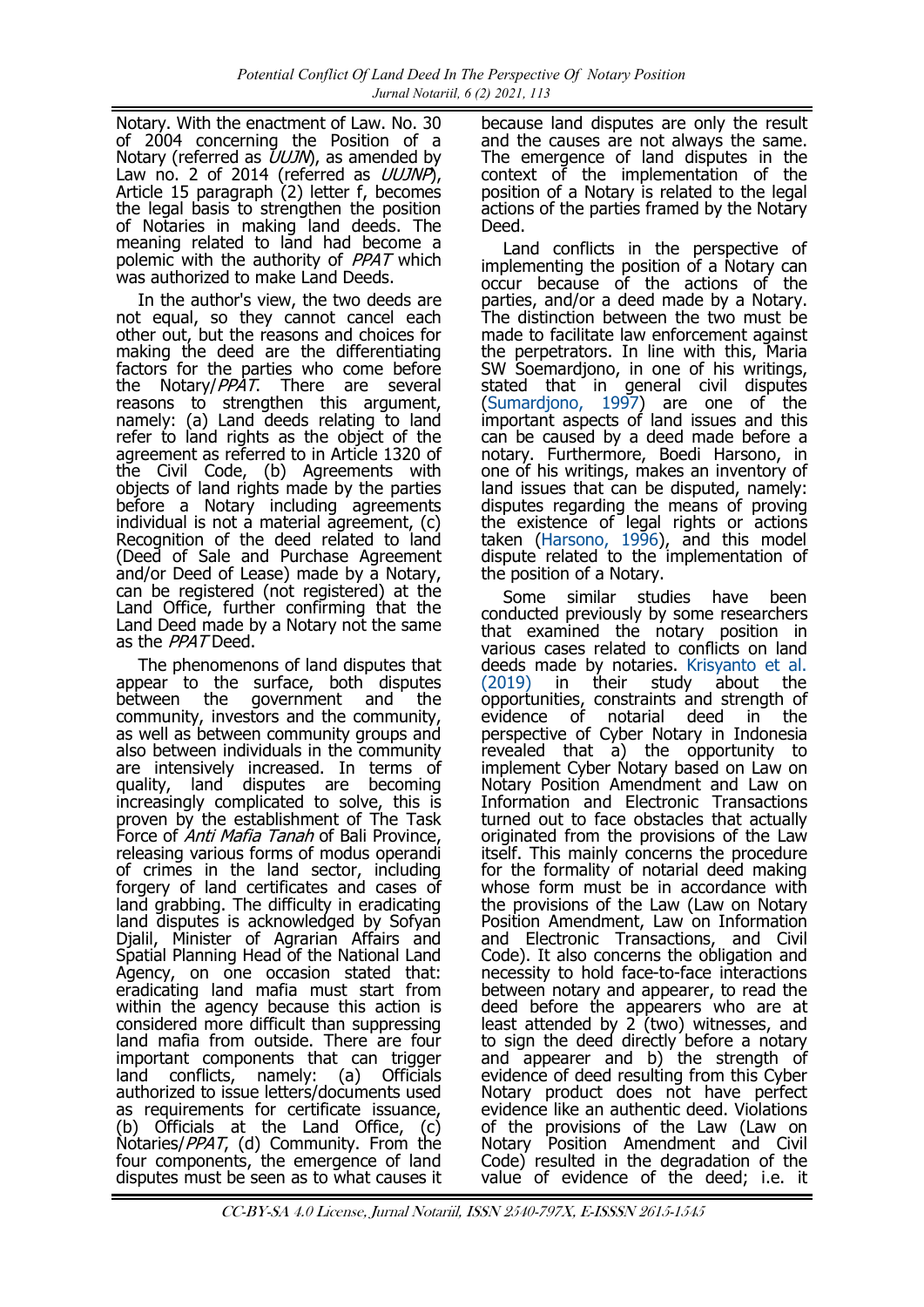Notary. With the enactment of Law. No. 30 of 2004 concerning the Position of a Notary (referred as *UUJN*), as amended by Law no. 2 of 2014 (referred as *UUJNP*), Article 15 paragraph (2) letter f, becomes the legal basis to strengthen the position of Notaries in making land deeds. The meaning related to land had become a polemic with the authority of *PPAT* which was authorized to make Land Deeds.

In the author's view, the two deeds are not equal, so they cannot cancel each other out, but the reasons and choices for making the deed are the differentiating factors for the parties who come before the Notary/*PPAT*. There are several reasons to strengthen this argument, namely: (a) Land deeds relating to land refer to land rights as the object of the agreement as referred to in Article 1320 of the Civil Code, (b) Agreements with objects of land rights made by the parties before a Notary including agreements individual is not a material agreement, (c) Recognition of the deed related to land (Deed of Sale and Purchase Agreement and/or Deed of Lease) made by a Notary, can be registered (not registered) at the Land Office, further confirming that the Land Deed made by a Notary not the same as the *PPAT* Deed.

The phenomenons of land disputes that appear to the surface, both disputes between the government and the community, investors and the community, as well as between community groups and also between individuals in the community are intensively increased. In terms of quality, land disputes are becoming increasingly complicated to solve, this is proven by the establishment of The Task Force of *Anti Mafia Tanah* of Bali Province, releasing various forms of modus operandi of crimes in the land sector, including forgery of land certificates and cases of land grabbing. The difficulty in eradicating land disputes is acknowledged by Sofyan Djalil, Minister of Agrarian Affairs and Spatial Planning Head of the National Land Agency, on one occasion stated that: eradicating land mafia must start from within the agency because this action is considered more difficult than suppressing land mafia from outside. There are four important components that can trigger land conflicts, namely: (a) Officials authorized to issue letters/documents used as requirements for certificate issuance, (b) Officials at the Land Office, (c) Notaries/*PPAT*, (d) Community. From the four components, the emergence of land disputes must be seen as to what causes it because land disputes are only the result and the causes are not always the same. The emergence of land disputes in the context of the implementation of the position of a Notary is related to the legal actions of the parties framed by the Notary Deed.

Land conflicts in the perspective of implementing the position of a Notary can occur because of the actions of the parties, and/or a deed made by a Notary. The distinction between the two must be made to facilitate law enforcement against the perpetrators. In line with this, Maria SW Soemardjono, in one of his writings, stated that in general civil disputes (Sumardjono, 1997) are one of the important aspects of land issues and this can be caused by a deed made before a notary. Furthermore, Boedi Harsono, in one of his writings, makes an inventory of land issues that can be disputed, namely: disputes regarding the means of proving the existence of legal rights or actions taken (Harsono, 1996), and this model dispute related to the implementation of the position of a Notary.

Some similar studies have been conducted previously by some researchers that examined the notary position in various cases related to conflicts on land deeds made by notaries. Krisyanto et al. (2019) in their study about the opportunities, constraints and strength of evidence of notarial deed in the perspective of Cyber Notary in Indonesia revealed that a) the opportunity to implement Cyber Notary based on Law on Notary Position Amendment and Law on Information and Electronic Transactions turned out to face obstacles that actually originated from the provisions of the Law itself. This mainly concerns the procedure for the formality of notarial deed making whose form must be in accordance with the provisions of the Law (Law on Notary Position Amendment, Law on Information and Electronic Transactions, and Civil Code). It also concerns the obligation and necessity to hold face-to-face interactions between notary and appearer, to read the deed before the appearers who are at least attended by 2 (two) witnesses, and to sign the deed directly before a notary and appearer and b) the strength of evidence of deed resulting from this Cyber Notary product does not have perfect evidence like an authentic deed. Violations of the provisions of the Law (Law on Notary Position Amendment and Civil Code) resulted in the degradation of the value of evidence of the deed; i.e. it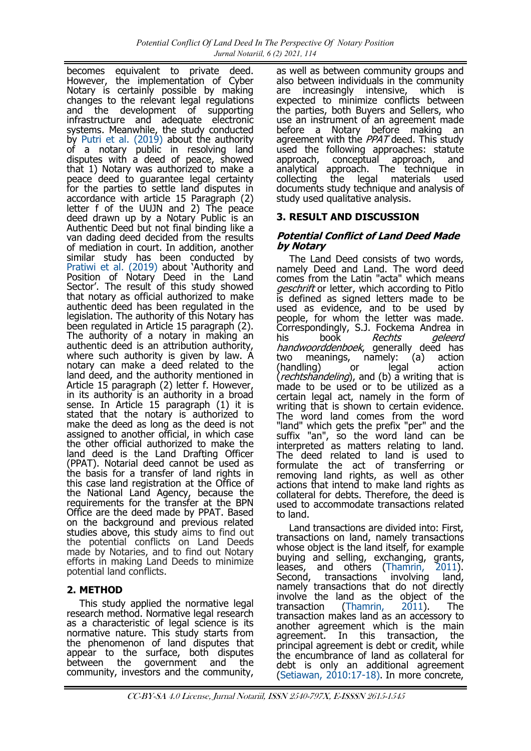becomes equivalent to private deed. However, the implementation of Cyber Notary is certainly possible by making changes to the relevant legal regulations and the development of supporting infrastructure and adequate electronic systems. Meanwhile, the study conducted by Putri et al. (2019) about the authority of a notary public in resolving land disputes with a deed of peace, showed that 1) Notary was authorized to make a peace deed to guarantee legal certainty for the parties to settle land disputes in accordance with article 15 Paragraph (2) letter f of the UUJN and 2) The peace deed drawn up by a Notary Public is an Authentic Deed but not final binding like a van dading deed decided from the results of mediation in court. In addition, another similar study has been conducted by Pratiwi et al. (2019) about 'Authority and Position of Notary Deed in the Land Sector'. The result of this study showed that notary as official authorized to make authentic deed has been regulated in the legislation. The authority of this Notary has been regulated in Article 15 paragraph (2). The authority of a notary in making an authentic deed is an attribution authority, where such authority is given by law. A notary can make a deed related to the land deed, and the authority mentioned in Article 15 paragraph (2) letter f. However, in its authority is an authority in a broad sense. In Article 15 paragraph (1) it is stated that the notary is authorized to make the deed as long as the deed is not assigned to another official, in which case the other official authorized to make the land deed is the Land Drafting Officer (PPAT). Notarial deed cannot be used as the basis for a transfer of land rights in this case land registration at the Office of the National Land Agency, because the requirements for the transfer at the BPN Office are the deed made by PPAT. Based on the background and previous related studies above, this study aims to find out the potential conflicts on Land Deeds made by Notaries, and to find out Notary efforts in making Land Deeds to minimize potential land conflicts.

## 2. METHOD

This study applied the normative legal research method. Normative legal research as a characteristic of legal science is its normative nature. This study starts from the phenomenon of land disputes that appear to the surface, both disputes between the government and the community, investors and the community, as well as between community groups and also between individuals in the community are increasingly intensive, which is expected to minimize conflicts between the parties, both Buyers and Sellers, who use an instrument of an agreement made before a Notary before making an agreement with the *PPAT* deed. This study used the following approaches: statute approach, conceptual approach, and analytical approach. The technique in collecting the legal materials used documents study technique and analysis of study used qualitative analysis.

## 3. RESULT AND DISCUSSION

### *Potential Conflict of Land Deed Made by Notary*

The Land Deed consists of two words, namely Deed and Land. The word deed comes from the Latin "acta" which means *geschrift* or letter, which according to Pitlo is defined as signed letters made to be used as evidence, and to be used by people, for whom the letter was made. Correspondingly, S.J. Fockema Andrea in his book *Rechts geleerd handwoorddenboek*, generally deed has two meanings, namely: (a) action (handling) or legal action (*rechtshandeling*), and (b) a writing that is made to be used or to be utilized as a certain legal act, namely in the form of writing that is shown to certain evidence. The word land comes from the word "land" which gets the prefix "per" and the suffix "an", so the word land can be interpreted as matters relating to land. The deed related to land is used to formulate the act of transferring or removing land rights, as well as other actions that intend to make land rights as collateral for debts. Therefore, the deed is used to accommodate transactions related to land.

Land transactions are divided into: First, transactions on land, namely transactions whose object is the land itself, for example buying and selling, exchanging, grants, leases, and others (Thamrin, 2011). Second, transactions involving land, namely transactions that do not directly involve the land as the object of the transaction (Thamrin, 2011). The transaction makes land as an accessory to another agreement which is the main agreement. In this transaction, the principal agreement is debt or credit, while the encumbrance of land as collateral for debt is only an additional agreement (Setiawan, 2010:17-18). In more concrete,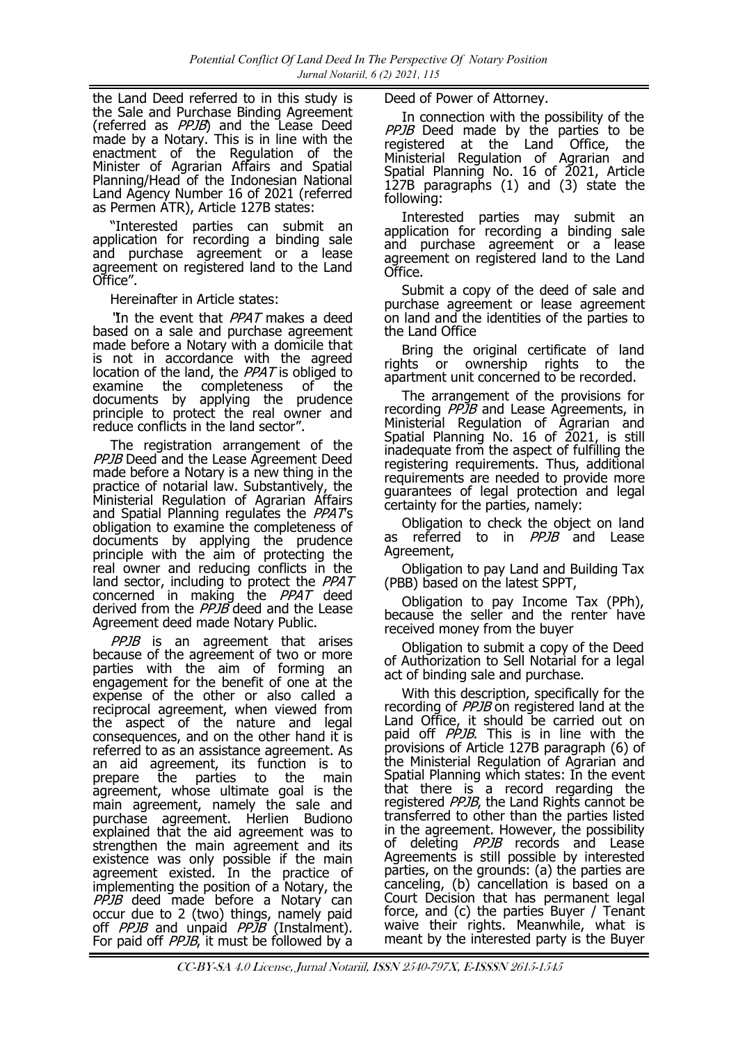the Land Deed referred to in this study is the Sale and Purchase Binding Agreement (referred as *PPJB*) and the Lease Deed made by a Notary. This is in line with the enactment of the Regulation of the Minister of Agrarian Affairs and Spatial Planning/Head of the Indonesian National Land Agency Number 16 of 2021 (referred as Permen ATR), Article 127B states:

"Interested parties can submit an application for recording a binding sale and purchase agreement or a lease agreement on registered land to the Land Office".

Hereinafter in Article states:

"In the event that *PPAT* makes a deed based on a sale and purchase agreement made before a Notary with a domicile that is not in accordance with the agreed location of the land, the *PPAT* is obliged to examine the completeness of the documents by applying the prudence principle to protect the real owner and reduce conflicts in the land sector".

The registration arrangement of the *PPJB* Deed and the Lease Agreement Deed made before a Notary is a new thing in the practice of notarial law. Substantively, the Ministerial Regulation of Agrarian Affairs and Spatial Planning regulates the *PPAT*'s obligation to examine the completeness of documents by applying the prudence principle with the aim of protecting the real owner and reducing conflicts in the land sector, including to protect the *PPAT* concerned in making the *PPAT* deed derived from the *PPJB* deed and the Lease Agreement deed made Notary Public.

*PPJB* is an agreement that arises because of the agreement of two or more parties with the aim of forming an engagement for the benefit of one at the expense of the other or also called a reciprocal agreement, when viewed from the aspect of the nature and legal consequences, and on the other hand it is referred to as an assistance agreement. As an aid agreement, its function is to prepare the parties to the main agreement, whose ultimate goal is the main agreement, namely the sale and purchase agreement. Herlien Budiono explained that the aid agreement was to strengthen the main agreement and its existence was only possible if the main agreement existed. In the practice of implementing the position of a Notary, the *PPJB* deed made before a Notary can occur due to 2 (two) things, namely paid off *PPJB* and unpaid *PPJB* (Instalment). For paid off *PPJB*, it must be followed by a Deed of Power of Attorney.

In connection with the possibility of the *PPJB* Deed made by the parties to be registered at the Land Office, the Ministerial Regulation of Agrarian and Spatial Planning No. 16 of 2021, Article 127B paragraphs (1) and (3) state the following:

Interested parties may submit an application for recording a binding sale and purchase agreement or a lease agreement on registered land to the Land Office.

Submit a copy of the deed of sale and purchase agreement or lease agreement on land and the identities of the parties to the Land Office

Bring the original certificate of land rights or ownership rights to the apartment unit concerned to be recorded.

The arrangement of the provisions for recording *PPJB* and Lease Agreements, in Ministerial Regulation of Agrarian and Spatial Planning No. 16 of 2021, is still inadequate from the aspect of fulfilling the registering requirements. Thus, additional requirements are needed to provide more guarantees of legal protection and legal certainty for the parties, namely:

Obligation to check the object on land as referred to in *PPJB* and Lease Agreement,

Obligation to pay Land and Building Tax (PBB) based on the latest SPPT,

Obligation to pay Income Tax (PPh), because the seller and the renter have received money from the buyer

Obligation to submit a copy of the Deed of Authorization to Sell Notarial for a legal act of binding sale and purchase.

With this description, specifically for the recording of *PPJB* on registered land at the Land Office, it should be carried out on paid off *PPJB*. This is in line with the provisions of Article 127B paragraph (6) of the Ministerial Regulation of Agrarian and Spatial Planning which states: In the event that there is a record regarding the registered *PPJB*, the Land Rights cannot be transferred to other than the parties listed in the agreement. However, the possibility of deleting *PPJB* records and Lease Agreements is still possible by interested parties, on the grounds: (a) the parties are canceling, (b) cancellation is based on a Court Decision that has permanent legal force, and (c) the parties Buyer / Tenant waive their rights. Meanwhile, what is meant by the interested party is the Buyer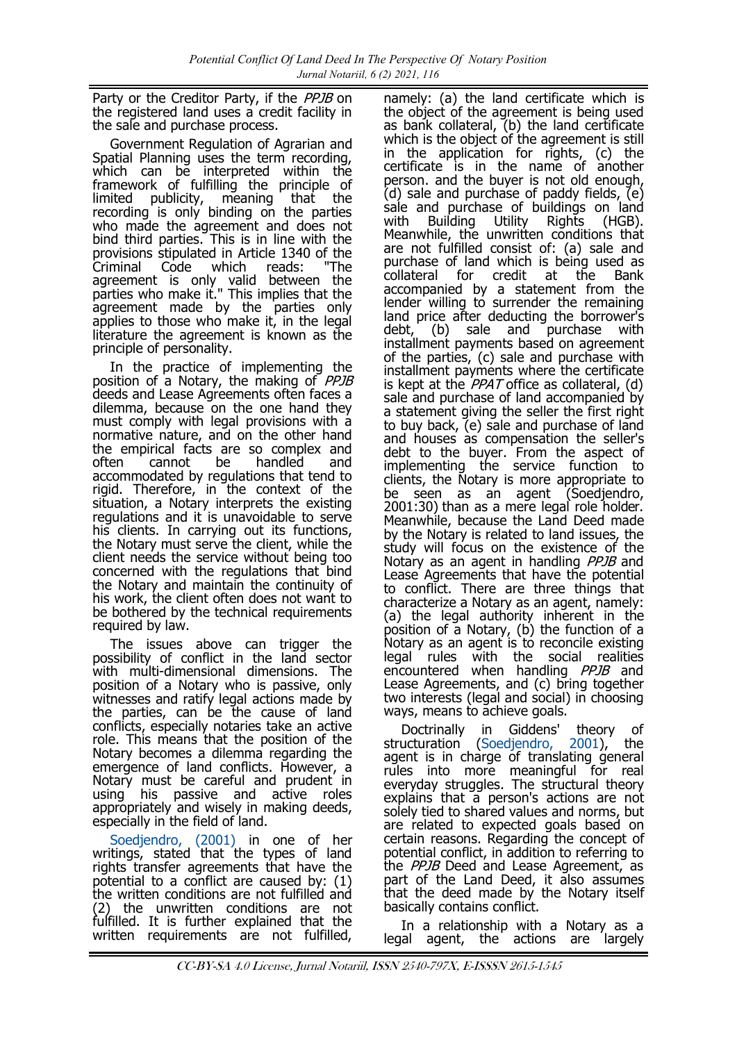Party or the Creditor Party, if the *PPJB* on the registered land uses a credit facility in the sale and purchase process.

Government Regulation of Agrarian and Spatial Planning uses the term recording, which can be interpreted within the framework of fulfilling the principle of limited publicity, meaning that the recording is only binding on the parties who made the agreement and does not bind third parties. This is in line with the provisions stipulated in Article 1340 of the Criminal Code which reads: "The agreement is only valid between the parties who make it." This implies that the agreement made by the parties only applies to those who make it, in the legal literature the agreement is known as the principle of personality.

In the practice of implementing the position of a Notary, the making of *PPJB* deeds and Lease Agreements often faces a dilemma, because on the one hand they must comply with legal provisions with a normative nature, and on the other hand the empirical facts are so complex and often cannot be handled and accommodated by regulations that tend to rigid. Therefore, in the context of the situation, a Notary interprets the existing regulations and it is unavoidable to serve his clients. In carrying out its functions, the Notary must serve the client, while the client needs the service without being too concerned with the regulations that bind the Notary and maintain the continuity of his work, the client often does not want to be bothered by the technical requirements required by law.

The issues above can trigger the possibility of conflict in the land sector with multi-dimensional dimensions. The position of a Notary who is passive, only witnesses and ratify legal actions made by the parties, can be the cause of land conflicts, especially notaries take an active role. This means that the position of the Notary becomes a dilemma regarding the emergence of land conflicts. However, a Notary must be careful and prudent in using his passive and active roles appropriately and wisely in making deeds, especially in the field of land.

Soedjendro, (2001) in one of her writings, stated that the types of land rights transfer agreements that have the potential to a conflict are caused by: (1) the written conditions are not fulfilled and (2) the unwritten conditions are not fulfilled. It is further explained that the written requirements are not fulfilled, namely: (a) the land certificate which is the object of the agreement is being used as bank collateral, (b) the land certificate which is the object of the agreement is still in the application for rights, (c) the certificate is in the name of another person. and the buyer is not old enough, (d) sale and purchase of paddy fields, (e) sale and purchase of buildings on land with Building Utility Rights (HGB). Meanwhile, the unwritten conditions that are not fulfilled consist of: (a) sale and purchase of land which is being used as collateral for credit at the Bank accompanied by a statement from the lender willing to surrender the remaining land price after deducting the borrower's debt, (b) sale and purchase with installment payments based on agreement of the parties, (c) sale and purchase with installment payments where the certificate is kept at the *PPAT* office as collateral, (d) sale and purchase of land accompanied by a statement giving the seller the first right to buy back, (e) sale and purchase of land and houses as compensation the seller's debt to the buyer. From the aspect of implementing the service function to clients, the Notary is more appropriate to be seen as an agent (Soedjendro, 2001:30) than as a mere legal role holder. Meanwhile, because the Land Deed made by the Notary is related to land issues, the study will focus on the existence of the Notary as an agent in handling *PPJB* and Lease Agreements that have the potential to conflict. There are three things that characterize a Notary as an agent, namely: (a) the legal authority inherent in the position of a Notary, (b) the function of a Notary as an agent is to reconcile existing legal rules with the social realities encountered when handling *PPJB* and Lease Agreements, and (c) bring together two interests (legal and social) in choosing ways, means to achieve goals.

Doctrinally in Giddens' theory of structuration (Soedjendro, 2001), the agent is in charge of translating general rules into more meaningful for real everyday struggles. The structural theory explains that a person's actions are not solely tied to shared values and norms, but are related to expected goals based on certain reasons. Regarding the concept of potential conflict, in addition to referring to the *PPJB* Deed and Lease Agreement, as part of the Land Deed, it also assumes that the deed made by the Notary itself basically contains conflict.

In a relationship with a Notary as a legal agent, the actions are largely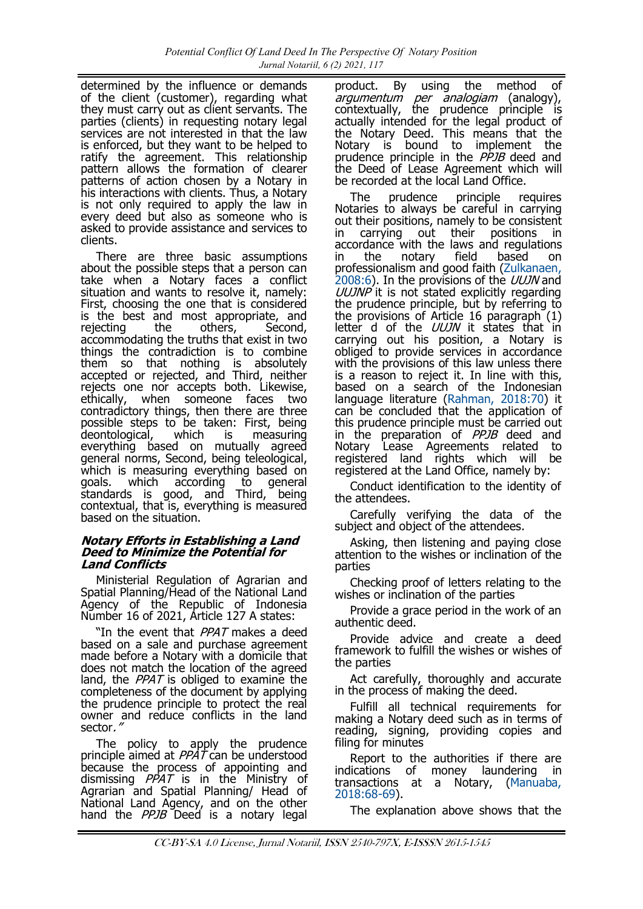determined by the influence or demands of the client (customer), regarding what they must carry out as client servants. The parties (clients) in requesting notary legal services are not interested in that the law is enforced, but they want to be helped to ratify the agreement. This relationship pattern allows the formation of clearer patterns of action chosen by a Notary in his interactions with clients. Thus, a Notary is not only required to apply the law in every deed but also as someone who is asked to provide assistance and services to clients.

There are three basic assumptions about the possible steps that a person can take when a Notary faces a conflict situation and wants to resolve it, namely: First, choosing the one that is considered is the best and most appropriate, and rejecting the others, Second, accommodating the truths that exist in two things the contradiction is to combine them so that nothing is absolutely accepted or rejected, and Third, neither rejects one nor accepts both. Likewise, ethically, when someone faces two contradictory things, then there are three possible steps to be taken: First, being deontological, which is measuring everything based on mutually agreed general norms, Second, being teleological, which is measuring everything based on goals. which according to general standards is good, and Third, being contextual, that is, everything is measured based on the situation.

## Notary Efforts in Establishing a Land Deed to Minimize the Potential for Land Conflicts

Ministerial Regulation of Agrarian and Spatial Planning/Head of the National Land Agency of the Republic of Indonesia Number 16 of 2021, Article 127 A states:

"In the event that *PPAT* makes a deed based on a sale and purchase agreement made before a Notary with a domicile that does not match the location of the agreed land, the *PPAT* is obliged to examine the completeness of the document by applying the prudence principle to protect the real owner and reduce conflicts in the land sector*.*"

The policy to apply the prudence principle aimed at *PPAT* can be understood because the process of appointing and dismissing *PPAT* is in the Ministry of Agrarian and Spatial Planning/ Head of National Land Agency, and on the other hand the *PPJB* Deed is a notary legal product. By using the method of *argumentum per analogiam* (analogy), contextually, the prudence principle is actually intended for the legal product of the Notary Deed. This means that the Notary is bound to implement the prudence principle in the *PPJB* deed and the Deed of Lease Agreement which will be recorded at the local Land Office.

The prudence principle requires Notaries to always be careful in carrying out their positions, namely to be consistent in carrying out their positions in accordance with the laws and regulations in the notary field based on professionalism and good faith (Zulkanaen, 2008:6). In the provisions of the *UUJN* and *UUJNP* it is not stated explicitly regarding the prudence principle, but by referring to the provisions of Article 16 paragraph (1) letter d of the *UUJN* it states that in carrying out his position, a Notary is obliged to provide services in accordance with the provisions of this law unless there is a reason to reject it. In line with this, based on a search of the Indonesian language literature (Rahman, 2018:70) it can be concluded that the application of this prudence principle must be carried out in the preparation of *PPJB* deed and Notary Lease Agreements related to registered land rights which will be registered at the Land Office, namely by:

Conduct identification to the identity of the attendees.

Carefully verifying the data of the subject and object of the attendees.

Asking, then listening and paying close attention to the wishes or inclination of the parties

Checking proof of letters relating to the wishes or inclination of the parties

Provide a grace period in the work of an authentic deed.

Provide advice and create a deed framework to fulfill the wishes or wishes of the parties

Act carefully, thoroughly and accurate in the process of making the deed.

Fulfill all technical requirements for making a Notary deed such as in terms of reading, signing, providing copies and filing for minutes

Report to the authorities if there are indications of money laundering in transactions at a Notary, (Manuaba, 2018:68-69).

The explanation above shows that the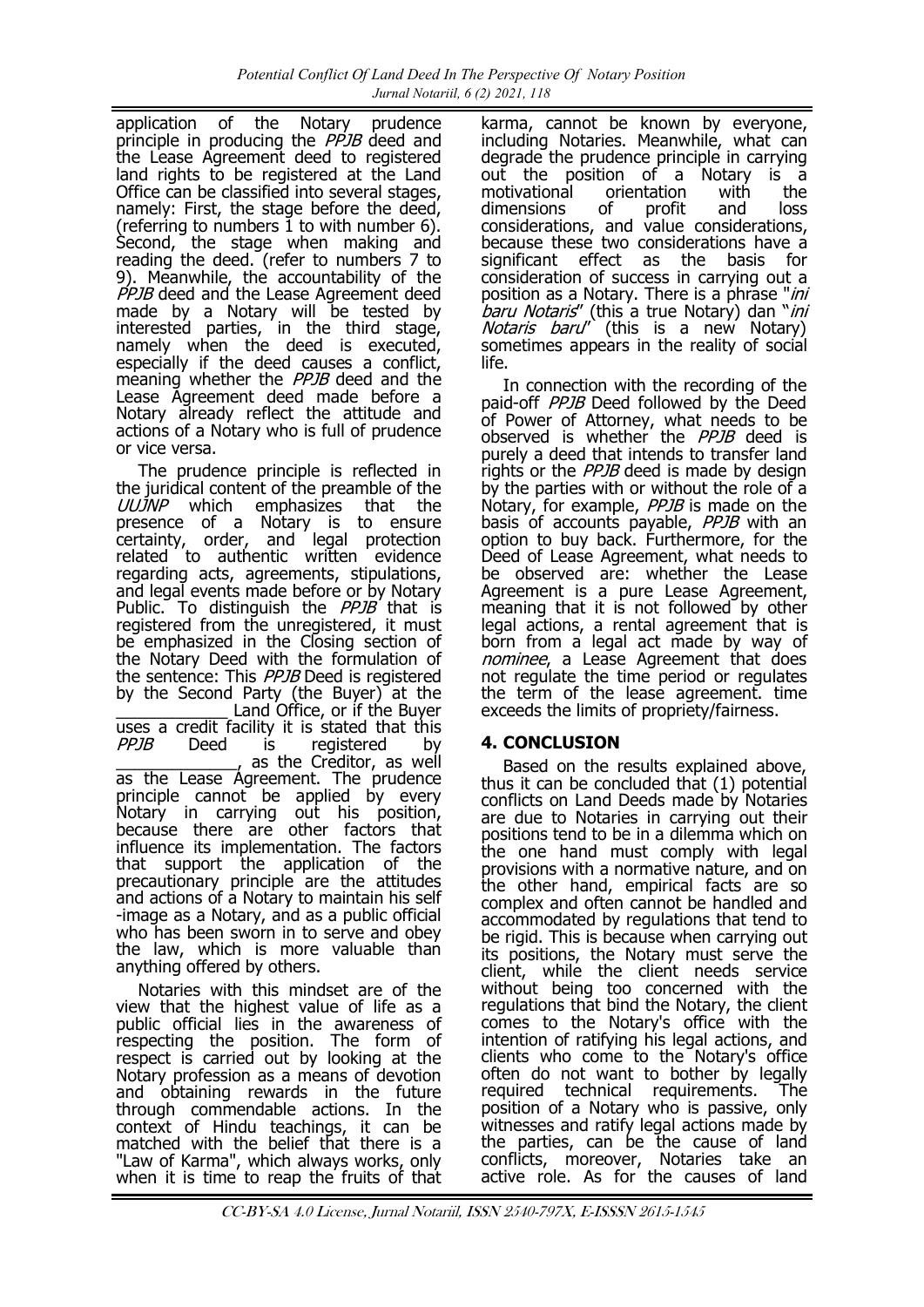application of the Notary prudence principle in producing the *PPJB* deed and the Lease Agreement deed to registered land rights to be registered at the Land Office can be classified into several stages, namely: First, the stage before the deed, (referring to numbers 1 to with number 6). Second, the stage when making and reading the deed. (refer to numbers 7 to 9). Meanwhile, the accountability of the *PPJB* deed and the Lease Agreement deed made by a Notary will be tested by interested parties, in the third stage, namely when the deed is executed, especially if the deed causes a conflict, meaning whether the *PPJB* deed and the Lease Agreement deed made before a Notary already reflect the attitude and actions of a Notary who is full of prudence or vice versa.

The prudence principle is reflected in the juridical content of the preamble of the *UUJNP* which emphasizes that the presence of a Notary is to ensure certainty, order, and legal protection related to authentic written evidence regarding acts, agreements, stipulations, and legal events made before or by Notary Public. To distinguish the *PPJB* that is registered from the unregistered, it must be emphasized in the Closing section of the Notary Deed with the formulation of the sentence: This *PPJB* Deed is registered by the Second Party (the Buyer) at the ____________ Land Office, or if the Buyer uses a credit facility it is stated that this *PPJB* Deed is registered by ______________, as the Creditor, as well as the Lease Agreement. The prudence principle cannot be applied by every Notary in carrying out his position, because there are other factors that influence its implementation. The factors that support the application of the precautionary principle are the attitudes and actions of a Notary to maintain his self -image as a Notary, and as a public official who has been sworn in to serve and obey the law, which is more valuable than anything offered by others.

Notaries with this mindset are of the view that the highest value of life as a public official lies in the awareness of respecting the position. The form of respect is carried out by looking at the Notary profession as a means of devotion and obtaining rewards in the future through commendable actions. In the context of Hindu teachings, it can be matched with the belief that there is a "Law of Karma", which always works, only when it is time to reap the fruits of that karma, cannot be known by everyone, including Notaries. Meanwhile, what can degrade the prudence principle in carrying out the position of a Notary is a motivational orientation with the dimensions of profit and loss considerations, and value considerations, because these two considerations have a significant effect as the basis for consideration of success in carrying out a position as a Notary. There is a phrase "*ini baru Notaris*" (this a true Notary) dan "*ini Notaris baru*" (this is a new Notary) sometimes appears in the reality of social life.

In connection with the recording of the paid-off *PPJB* Deed followed by the Deed of Power of Attorney, what needs to be observed is whether the *PPJB* deed is purely a deed that intends to transfer land rights or the *PPJB* deed is made by design by the parties with or without the role of a Notary, for example, *PPJB* is made on the basis of accounts payable, *PPJB* with an option to buy back. Furthermore, for the Deed of Lease Agreement, what needs to be observed are: whether the Lease Agreement is a pure Lease Agreement, meaning that it is not followed by other legal actions, a rental agreement that is born from a legal act made by way of *nominee*, a Lease Agreement that does not regulate the time period or regulates the term of the lease agreement. time exceeds the limits of propriety/fairness.

## 4. CONCLUSION

Based on the results explained above, thus it can be concluded that (1) potential conflicts on Land Deeds made by Notaries are due to Notaries in carrying out their positions tend to be in a dilemma which on the one hand must comply with legal provisions with a normative nature, and on the other hand, empirical facts are so complex and often cannot be handled and accommodated by regulations that tend to be rigid. This is because when carrying out its positions, the Notary must serve the client, while the client needs service without being too concerned with the regulations that bind the Notary, the client comes to the Notary's office with the intention of ratifying his legal actions, and clients who come to the Notary's office often do not want to bother by legally required technical requirements. The position of a Notary who is passive, only witnesses and ratify legal actions made by the parties, can be the cause of land conflicts, moreover, Notaries take an active role. As for the causes of land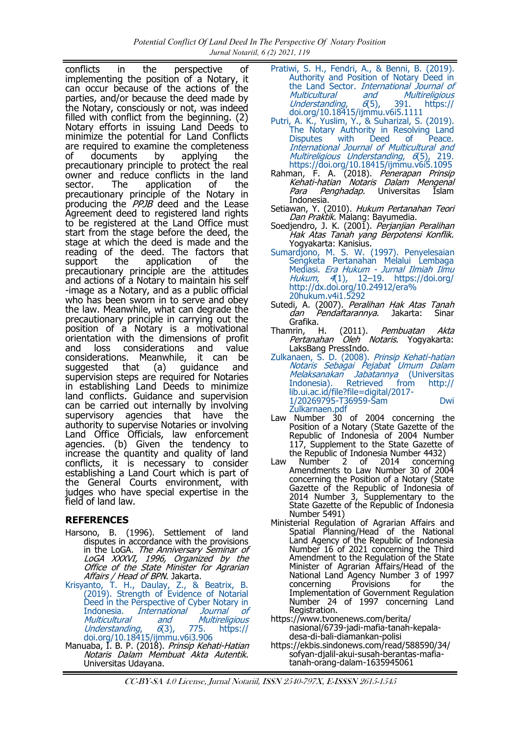conflicts in the perspective of implementing the position of a Notary, it can occur because of the actions of the parties, and/or because the deed made by the Notary, consciously or not, was indeed filled with conflict from the beginning. (2) Notary efforts in issuing Land Deeds to minimize the potential for Land Conflicts are required to examine the completeness of documents by applying the precautionary principle to protect the real owner and reduce conflicts in the land sector. The application of the precautionary principle of the Notary in producing the *PPJB* deed and the Lease Agreement deed to registered land rights to be registered at the Land Office must start from the stage before the deed, the stage at which the deed is made and the reading of the deed. The factors that support the application of the precautionary principle are the attitudes and actions of a Notary to maintain his self -image as a Notary, and as a public official who has been sworn in to serve and obey the law. Meanwhile, what can degrade the precautionary principle in carrying out the position of a Notary is a motivational orientation with the dimensions of profit and loss considerations and value considerations. Meanwhile, it can be suggested that (a) guidance and supervision steps are required for Notaries in establishing Land Deeds to minimize land conflicts. Guidance and supervision can be carried out internally by involving supervisory agencies that have the authority to supervise Notaries or involving Land Office Officials, law enforcement agencies. (b) Given the tendency to increase the quantity and quality of land conflicts, it is necessary to consider establishing a Land Court which is part of the General Courts environment, with judges who have special expertise in the field of land law.

## REFERENCES

Harsono, B. (1996). Settlement of land disputes in accordance with the provisions in the LoGA. *The Anniversary Seminar of LoGA XXXVI, 1996, Organized by the Office of the State Minister for Agrarian Affairs / Head of BPN*. Jakarta.

Krisyanto, T. H., Daulay, Z., & Beatrix, B. (2019). Strength of Evidence of Notarial Deed in the Perspective of Cyber Notary in Indonesia. *International Journal of Multicultural and Multireligious Understanding*, *6*(3), 775. https://doi.org/10.18415/ijmmu.v6i3.906

Manuaba, I. B. P. (2018). *Prinsip Kehati-Hatian Notaris Dalam Membuat Akta Autentik*. Universitas Udayana.

Pratiwi, S. H., Fendri, A., & Benni, B. (2019). Authority and Position of Notary Deed in the Land Sector. *International Journal of Multicultural and Multireligious Understanding*, *6*(5), 391. https://doi.org/10.18415/ijmmu.v6i5.1111

Putri, A. K., Yuslim, Y., & Suharizal, S. (2019). The Notary Authority in Resolving Land Disputes with Deed of Peace. *International Journal of Multicultural and Multireligious Understanding*, *6*(5), 219. https://doi.org/10.18415/ijmmu.v6i5.1095

Rahman, F. A. (2018). *Penerapan Prinsip Kehati-hatian Notaris Dalam Mengenal Para Penghadap*. Universitas Islam Indonesia.

Setiawan, Y. (2010). *Hukum Pertanahan Teori Dan Praktik*. Malang: Bayumedia.

Soedjendro, J. K. (2001). *Perjanjian Peralihan Hak Atas Tanah yang Berpotensi Konflik*. Yogyakarta: Kanisius.

Sumardjono, M. S. W. (1997). Penyelesaian Sengketa Pertanahan Melalui Lembaga Mediasi. *Era Hukum - Jurnal Ilmiah Ilmu Hukum*, *4*(1), 12–19. https://doi.org/http://dx.doi.org/10.24912/era%20hukum.v4i1.5292

Sutedi, A. (2007). *Peralihan Hak Atas Tanah dan Pendaftarannya*. Jakarta: Sinar Grafika.

Thamrin, H. (2011). *Pembuatan Akta Pertanahan Oleh Notaris*. Yogyakarta: LaksBang PressIndo.

Zulkanaen, S. D. (2008). *Prinsip Kehati-hatian Notaris Sebagai Pejabat Umum Dalam Melaksanakan Jabatannya* (Universitas Indonesia). Retrieved from http://lib.ui.ac.id/file?file=digital/2017-1/20269795-T36959-Sam Dwi Zulkarnaen.pdf

Law Number 30 of 2004 concerning the Position of a Notary (State Gazette of the Republic of Indonesia of 2004 Number 117, Supplement to the State Gazette of the Republic of Indonesia Number 4432)

Law Number 2 of 2014 concerning Amendments to Law Number 30 of 2004 concerning the Position of a Notary (State Gazette of the Republic of Indonesia of 2014 Number 3, Supplementary to the State Gazette of the Republic of Indonesia Number 5491)

Ministerial Regulation of Agrarian Affairs and Spatial Planning/Head of the National Land Agency of the Republic of Indonesia Number 16 of 2021 concerning the Third Amendment to the Regulation of the State Minister of Agrarian Affairs/Head of the National Land Agency Number 3 of 1997 concerning Provisions for the Implementation of Government Regulation Number 24 of 1997 concerning Land Registration.

https://www.tvonenews.com/berita/nasional/6739-jadi-mafia-tanah-kepala-desa-di-bali-diamankan-polisi

https://ekbis.sindonews.com/read/588590/34/sofyan-djalil-akui-susah-berantas-mafia-tanah-orang-dalam-1635945061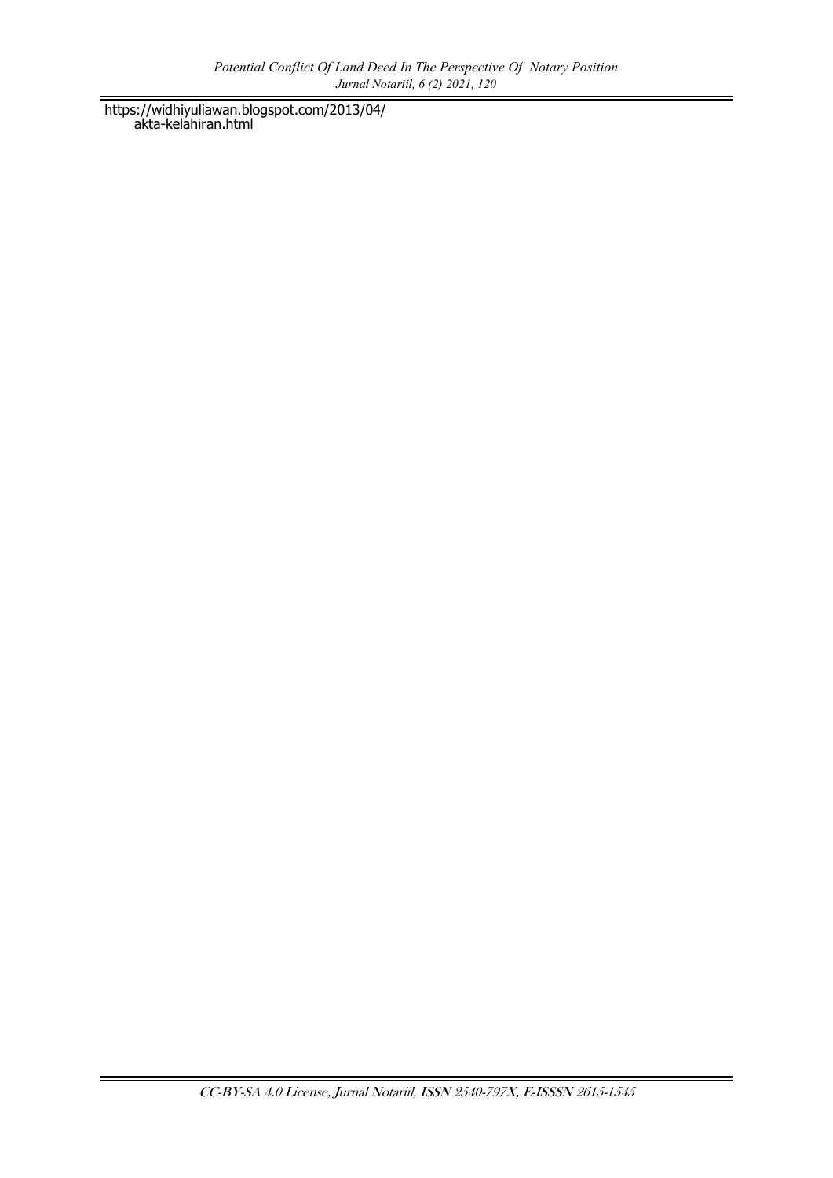https://widhiyuliawan.blogspot.com/2013/04/akta-kelahiran.html